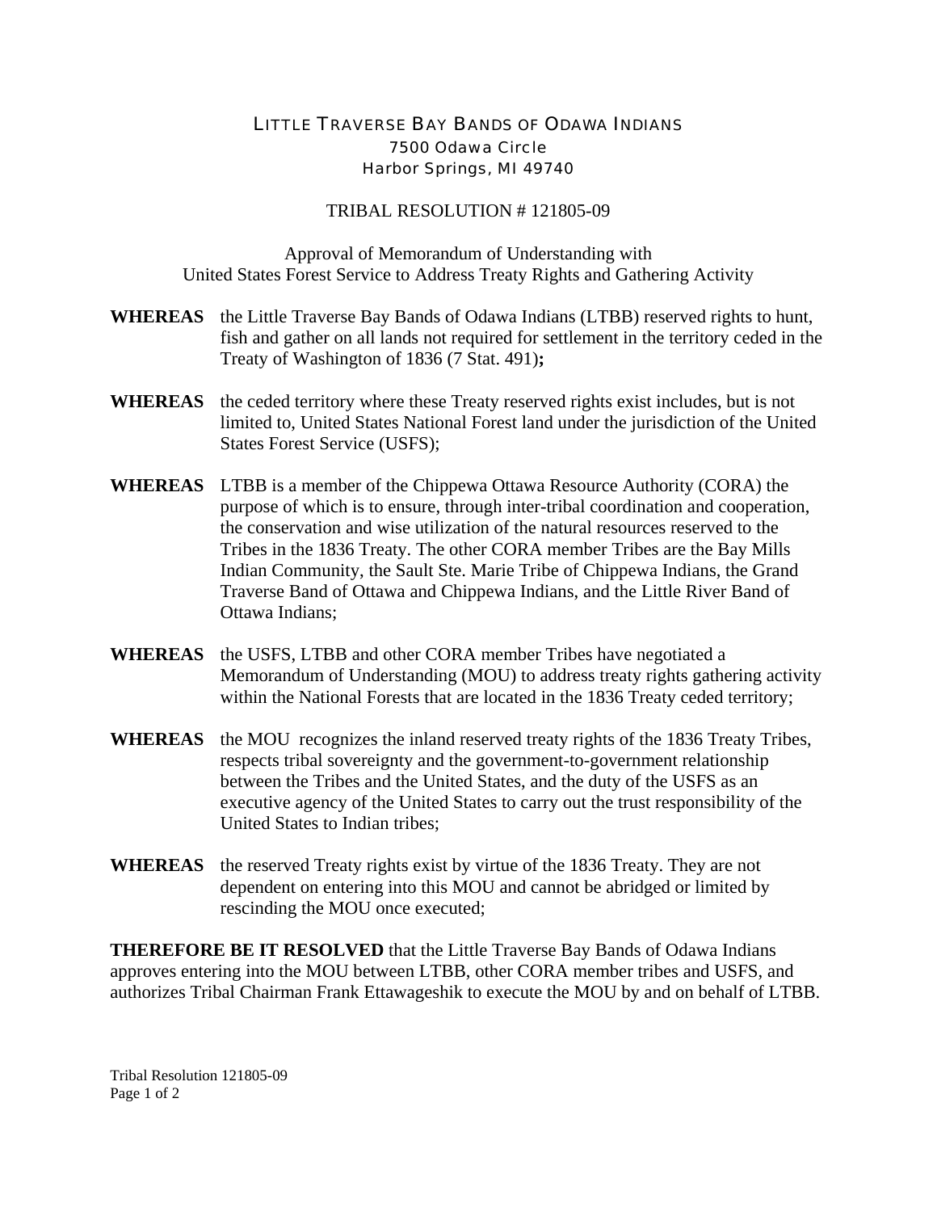# LITTLE TRAVERSE BAY BANDS OF ODAWA INDIANS

7500 Odawa Circle
Harbor Springs, MI 49740

## TRIBAL RESOLUTION # 121805-09

Approval of Memorandum of Understanding with
United States Forest Service to Address Treaty Rights and Gathering Activity

**WHEREAS** the Little Traverse Bay Bands of Odawa Indians (LTBB) reserved rights to hunt, fish and gather on all lands not required for settlement in the territory ceded in the Treaty of Washington of 1836 (7 Stat. 491)**;**

**WHEREAS** the ceded territory where these Treaty reserved rights exist includes, but is not limited to, United States National Forest land under the jurisdiction of the United States Forest Service (USFS);

**WHEREAS** LTBB is a member of the Chippewa Ottawa Resource Authority (CORA) the purpose of which is to ensure, through inter-tribal coordination and cooperation, the conservation and wise utilization of the natural resources reserved to the Tribes in the 1836 Treaty. The other CORA member Tribes are the Bay Mills Indian Community, the Sault Ste. Marie Tribe of Chippewa Indians, the Grand Traverse Band of Ottawa and Chippewa Indians, and the Little River Band of Ottawa Indians;

**WHEREAS** the USFS, LTBB and other CORA member Tribes have negotiated a Memorandum of Understanding (MOU) to address treaty rights gathering activity within the National Forests that are located in the 1836 Treaty ceded territory;

**WHEREAS** the MOU recognizes the inland reserved treaty rights of the 1836 Treaty Tribes, respects tribal sovereignty and the government-to-government relationship between the Tribes and the United States, and the duty of the USFS as an executive agency of the United States to carry out the trust responsibility of the United States to Indian tribes;

**WHEREAS** the reserved Treaty rights exist by virtue of the 1836 Treaty. They are not dependent on entering into this MOU and cannot be abridged or limited by rescinding the MOU once executed;

**THEREFORE BE IT RESOLVED** that the Little Traverse Bay Bands of Odawa Indians approves entering into the MOU between LTBB, other CORA member tribes and USFS, and authorizes Tribal Chairman Frank Ettawageshik to execute the MOU by and on behalf of LTBB.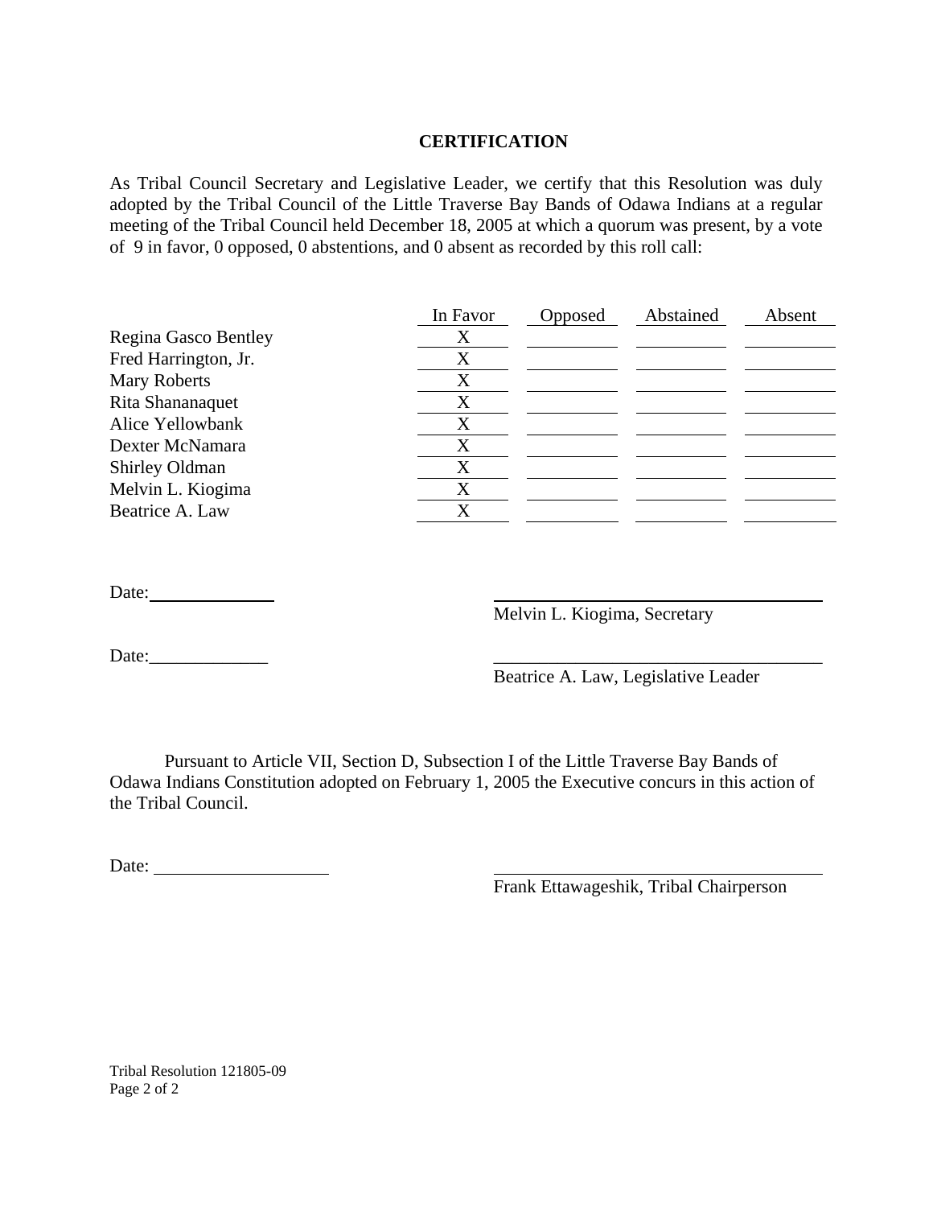**CERTIFICATION**

As Tribal Council Secretary and Legislative Leader, we certify that this Resolution was duly adopted by the Tribal Council of the Little Traverse Bay Bands of Odawa Indians at a regular meeting of the Tribal Council held December 18, 2005 at which a quorum was present, by a vote of 9 in favor, 0 opposed, 0 abstentions, and 0 absent as recorded by this roll call:

| | In Favor | Opposed | Abstained | Absent |
|---|---|---|---|---|
| Regina Gasco Bentley | X | | | |
| Fred Harrington, Jr. | X | | | |
| Mary Roberts | X | | | |
| Rita Shananaquet | X | | | |
| Alice Yellowbank | X | | | |
| Dexter McNamara | X | | | |
| Shirley Oldman | X | | | |
| Melvin L. Kiogima | X | | | |
| Beatrice A. Law | X | | | |

Date:______________ ____________________________________
Melvin L. Kiogima, Secretary

Date:______________ ____________________________________
Beatrice A. Law, Legislative Leader

Pursuant to Article VII, Section D, Subsection I of the Little Traverse Bay Bands of Odawa Indians Constitution adopted on February 1, 2005 the Executive concurs in this action of the Tribal Council.

Date: ___________________ ____________________________________
Frank Ettawageshik, Tribal Chairperson

Tribal Resolution 121805-09